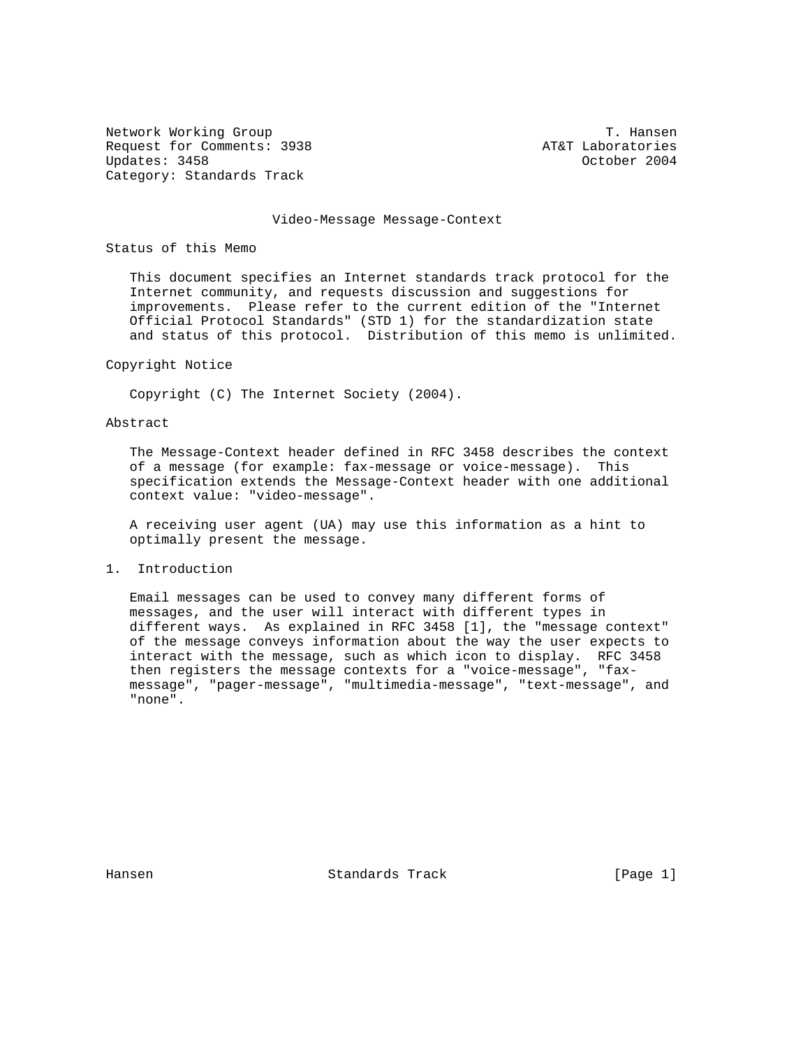Network Working Group T. Hansen
Request for Comments: 3938 AT&T Laboratories
Updates: 3458 October 2004
Category: Standards Track

# Video-Message Message-Context

## Status of this Memo

This document specifies an Internet standards track protocol for the Internet community, and requests discussion and suggestions for improvements. Please refer to the current edition of the "Internet Official Protocol Standards" (STD 1) for the standardization state and status of this protocol. Distribution of this memo is unlimited.

## Copyright Notice

Copyright (C) The Internet Society (2004).

## Abstract

The Message-Context header defined in RFC 3458 describes the context of a message (for example: fax-message or voice-message). This specification extends the Message-Context header with one additional context value: "video-message".

A receiving user agent (UA) may use this information as a hint to optimally present the message.

## 1. Introduction

Email messages can be used to convey many different forms of messages, and the user will interact with different types in different ways. As explained in RFC 3458 [1], the "message context" of the message conveys information about the way the user expects to interact with the message, such as which icon to display. RFC 3458 then registers the message contexts for a "voice-message", "fax-message", "pager-message", "multimedia-message", "text-message", and "none".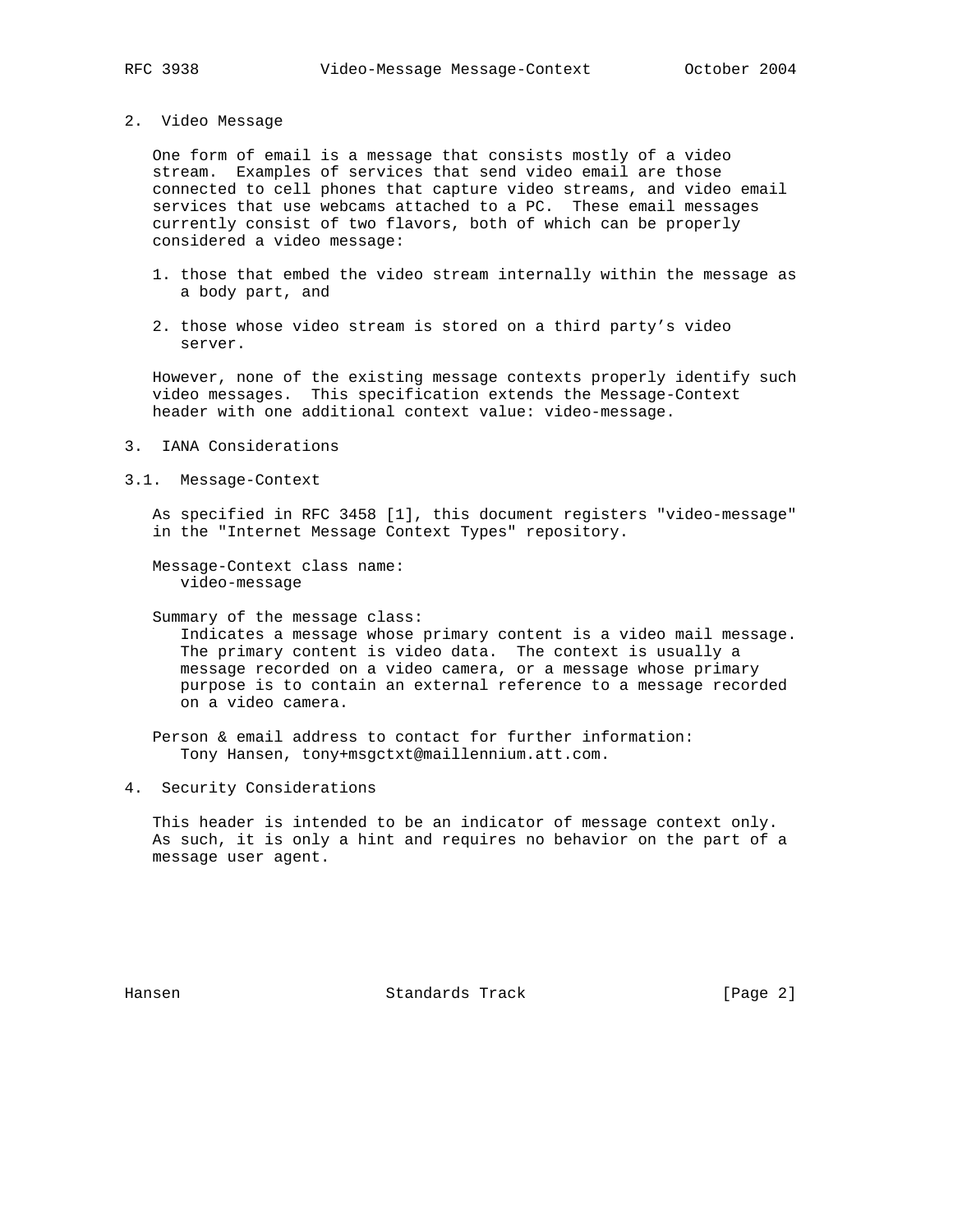## 2. Video Message

One form of email is a message that consists mostly of a video stream. Examples of services that send video email are those connected to cell phones that capture video streams, and video email services that use webcams attached to a PC. These email messages currently consist of two flavors, both of which can be properly considered a video message:

1. those that embed the video stream internally within the message as a body part, and

2. those whose video stream is stored on a third party's video server.

However, none of the existing message contexts properly identify such video messages. This specification extends the Message-Context header with one additional context value: video-message.

## 3. IANA Considerations

### 3.1. Message-Context

As specified in RFC 3458 [1], this document registers "video-message" in the "Internet Message Context Types" repository.

Message-Context class name:
video-message

Summary of the message class:
Indicates a message whose primary content is a video mail message. The primary content is video data. The context is usually a message recorded on a video camera, or a message whose primary purpose is to contain an external reference to a message recorded on a video camera.

Person & email address to contact for further information:
Tony Hansen, tony+msgctxt@maillennium.att.com.

## 4. Security Considerations

This header is intended to be an indicator of message context only. As such, it is only a hint and requires no behavior on the part of a message user agent.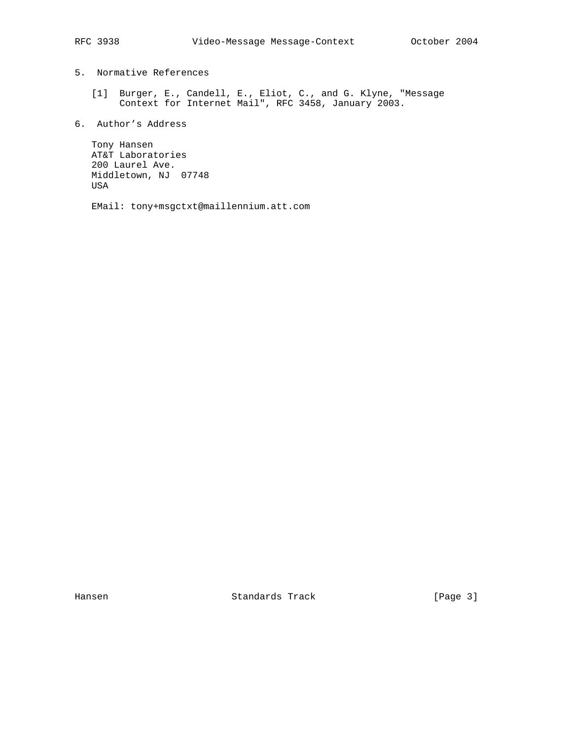## 5. Normative References

[1] Burger, E., Candell, E., Eliot, C., and G. Klyne, "Message Context for Internet Mail", RFC 3458, January 2003.

## 6. Author's Address

Tony Hansen
AT&T Laboratories
200 Laurel Ave.
Middletown, NJ  07748
USA

EMail: tony+msgctxt@maillennium.att.com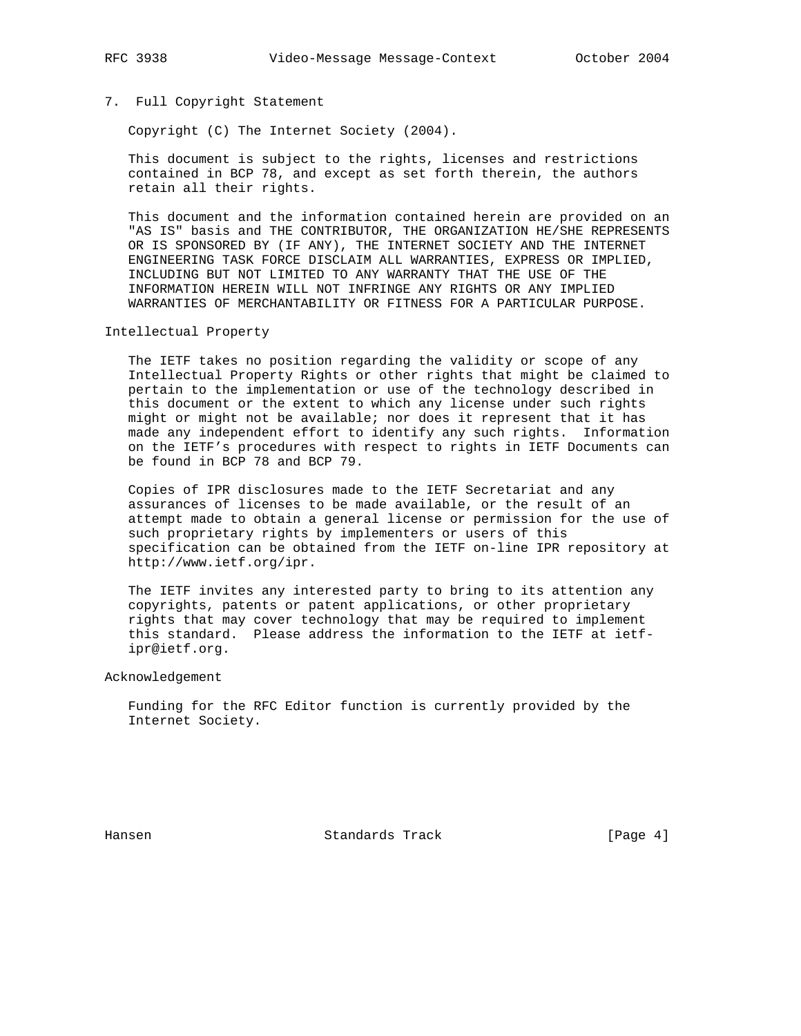## 7. Full Copyright Statement

Copyright (C) The Internet Society (2004).

This document is subject to the rights, licenses and restrictions contained in BCP 78, and except as set forth therein, the authors retain all their rights.

This document and the information contained herein are provided on an "AS IS" basis and THE CONTRIBUTOR, THE ORGANIZATION HE/SHE REPRESENTS OR IS SPONSORED BY (IF ANY), THE INTERNET SOCIETY AND THE INTERNET ENGINEERING TASK FORCE DISCLAIM ALL WARRANTIES, EXPRESS OR IMPLIED, INCLUDING BUT NOT LIMITED TO ANY WARRANTY THAT THE USE OF THE INFORMATION HEREIN WILL NOT INFRINGE ANY RIGHTS OR ANY IMPLIED WARRANTIES OF MERCHANTABILITY OR FITNESS FOR A PARTICULAR PURPOSE.

## Intellectual Property

The IETF takes no position regarding the validity or scope of any Intellectual Property Rights or other rights that might be claimed to pertain to the implementation or use of the technology described in this document or the extent to which any license under such rights might or might not be available; nor does it represent that it has made any independent effort to identify any such rights. Information on the IETF's procedures with respect to rights in IETF Documents can be found in BCP 78 and BCP 79.

Copies of IPR disclosures made to the IETF Secretariat and any assurances of licenses to be made available, or the result of an attempt made to obtain a general license or permission for the use of such proprietary rights by implementers or users of this specification can be obtained from the IETF on-line IPR repository at http://www.ietf.org/ipr.

The IETF invites any interested party to bring to its attention any copyrights, patents or patent applications, or other proprietary rights that may cover technology that may be required to implement this standard. Please address the information to the IETF at ietf-ipr@ietf.org.

## Acknowledgement

Funding for the RFC Editor function is currently provided by the Internet Society.